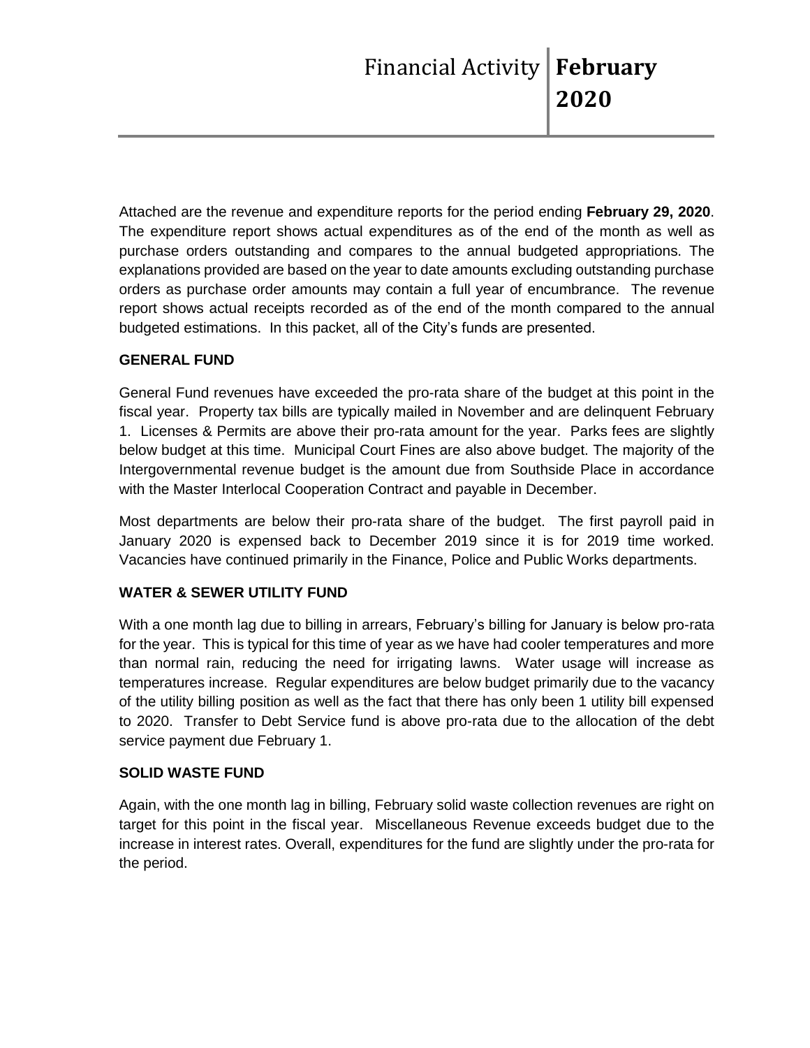# Financial Activity | **February 2020**

Attached are the revenue and expenditure reports for the period ending **February 29, 2020**. The expenditure report shows actual expenditures as of the end of the month as well as purchase orders outstanding and compares to the annual budgeted appropriations. The explanations provided are based on the year to date amounts excluding outstanding purchase orders as purchase order amounts may contain a full year of encumbrance. The revenue report shows actual receipts recorded as of the end of the month compared to the annual budgeted estimations. In this packet, all of the City's funds are presented.

**GENERAL FUND**

General Fund revenues have exceeded the pro-rata share of the budget at this point in the fiscal year. Property tax bills are typically mailed in November and are delinquent February 1. Licenses & Permits are above their pro-rata amount for the year. Parks fees are slightly below budget at this time. Municipal Court Fines are also above budget. The majority of the Intergovernmental revenue budget is the amount due from Southside Place in accordance with the Master Interlocal Cooperation Contract and payable in December.

Most departments are below their pro-rata share of the budget. The first payroll paid in January 2020 is expensed back to December 2019 since it is for 2019 time worked. Vacancies have continued primarily in the Finance, Police and Public Works departments.

**WATER & SEWER UTILITY FUND**

With a one month lag due to billing in arrears, February's billing for January is below pro-rata for the year. This is typical for this time of year as we have had cooler temperatures and more than normal rain, reducing the need for irrigating lawns. Water usage will increase as temperatures increase. Regular expenditures are below budget primarily due to the vacancy of the utility billing position as well as the fact that there has only been 1 utility bill expensed to 2020. Transfer to Debt Service fund is above pro-rata due to the allocation of the debt service payment due February 1.

**SOLID WASTE FUND**

Again, with the one month lag in billing, February solid waste collection revenues are right on target for this point in the fiscal year. Miscellaneous Revenue exceeds budget due to the increase in interest rates. Overall, expenditures for the fund are slightly under the pro-rata for the period.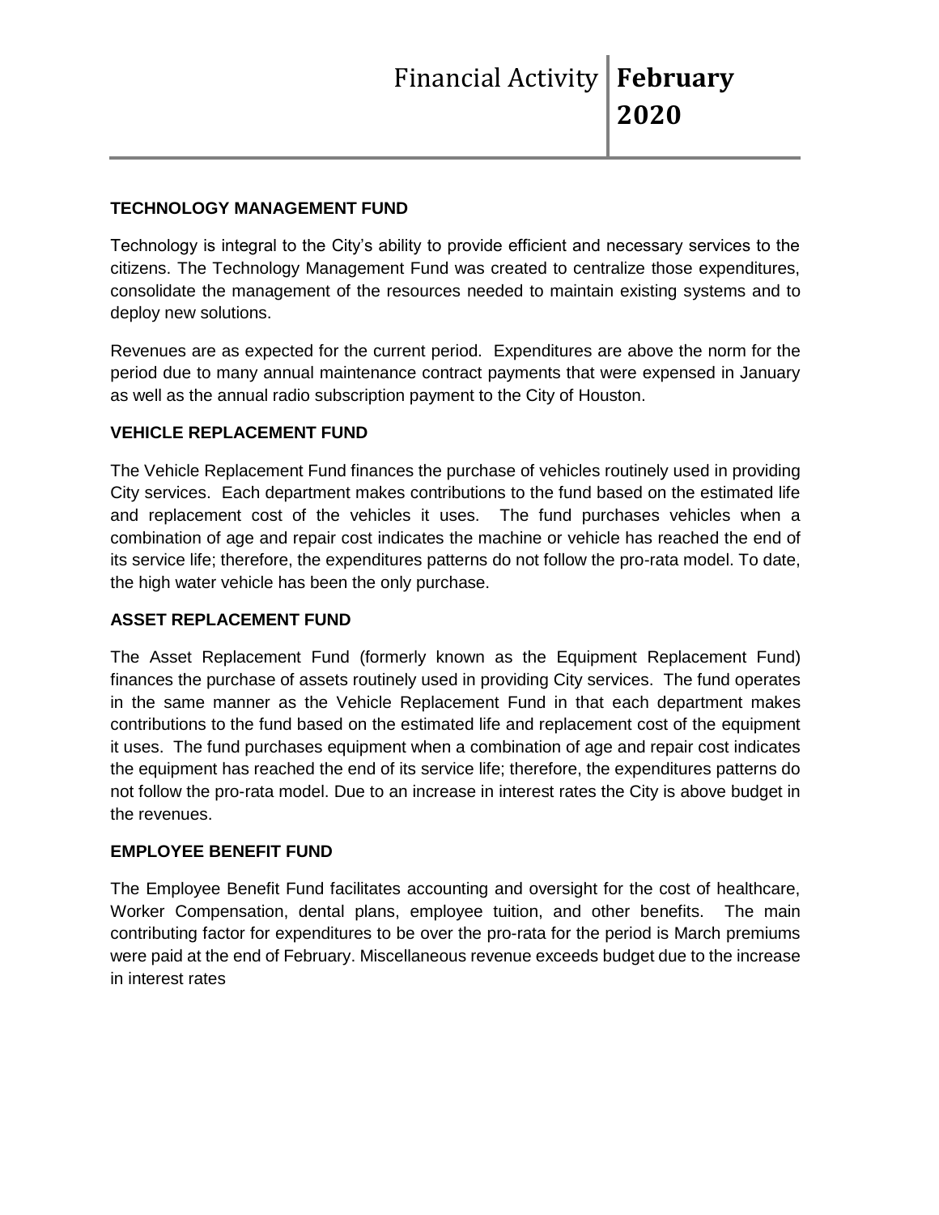## TECHNOLOGY MANAGEMENT FUND

Technology is integral to the City's ability to provide efficient and necessary services to the citizens. The Technology Management Fund was created to centralize those expenditures, consolidate the management of the resources needed to maintain existing systems and to deploy new solutions.

Revenues are as expected for the current period. Expenditures are above the norm for the period due to many annual maintenance contract payments that were expensed in January as well as the annual radio subscription payment to the City of Houston.

## VEHICLE REPLACEMENT FUND

The Vehicle Replacement Fund finances the purchase of vehicles routinely used in providing City services. Each department makes contributions to the fund based on the estimated life and replacement cost of the vehicles it uses. The fund purchases vehicles when a combination of age and repair cost indicates the machine or vehicle has reached the end of its service life; therefore, the expenditures patterns do not follow the pro-rata model. To date, the high water vehicle has been the only purchase.

## ASSET REPLACEMENT FUND

The Asset Replacement Fund (formerly known as the Equipment Replacement Fund) finances the purchase of assets routinely used in providing City services. The fund operates in the same manner as the Vehicle Replacement Fund in that each department makes contributions to the fund based on the estimated life and replacement cost of the equipment it uses. The fund purchases equipment when a combination of age and repair cost indicates the equipment has reached the end of its service life; therefore, the expenditures patterns do not follow the pro-rata model. Due to an increase in interest rates the City is above budget in the revenues.

## EMPLOYEE BENEFIT FUND

The Employee Benefit Fund facilitates accounting and oversight for the cost of healthcare, Worker Compensation, dental plans, employee tuition, and other benefits. The main contributing factor for expenditures to be over the pro-rata for the period is March premiums were paid at the end of February. Miscellaneous revenue exceeds budget due to the increase in interest rates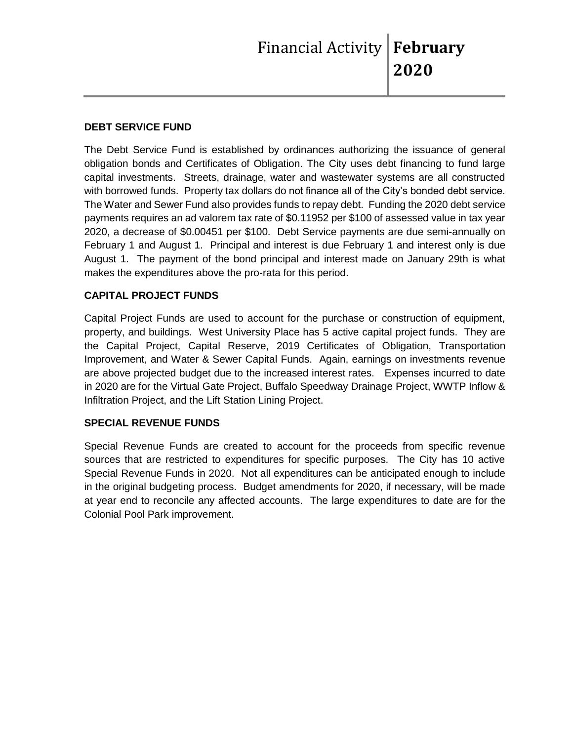## DEBT SERVICE FUND

The Debt Service Fund is established by ordinances authorizing the issuance of general obligation bonds and Certificates of Obligation. The City uses debt financing to fund large capital investments. Streets, drainage, water and wastewater systems are all constructed with borrowed funds. Property tax dollars do not finance all of the City's bonded debt service. The Water and Sewer Fund also provides funds to repay debt. Funding the 2020 debt service payments requires an ad valorem tax rate of $0.11952 per $100 of assessed value in tax year 2020, a decrease of $0.00451 per $100. Debt Service payments are due semi-annually on February 1 and August 1. Principal and interest is due February 1 and interest only is due August 1. The payment of the bond principal and interest made on January 29th is what makes the expenditures above the pro-rata for this period.

## CAPITAL PROJECT FUNDS

Capital Project Funds are used to account for the purchase or construction of equipment, property, and buildings. West University Place has 5 active capital project funds. They are the Capital Project, Capital Reserve, 2019 Certificates of Obligation, Transportation Improvement, and Water & Sewer Capital Funds. Again, earnings on investments revenue are above projected budget due to the increased interest rates. Expenses incurred to date in 2020 are for the Virtual Gate Project, Buffalo Speedway Drainage Project, WWTP Inflow & Infiltration Project, and the Lift Station Lining Project.

## SPECIAL REVENUE FUNDS

Special Revenue Funds are created to account for the proceeds from specific revenue sources that are restricted to expenditures for specific purposes. The City has 10 active Special Revenue Funds in 2020. Not all expenditures can be anticipated enough to include in the original budgeting process. Budget amendments for 2020, if necessary, will be made at year end to reconcile any affected accounts. The large expenditures to date are for the Colonial Pool Park improvement.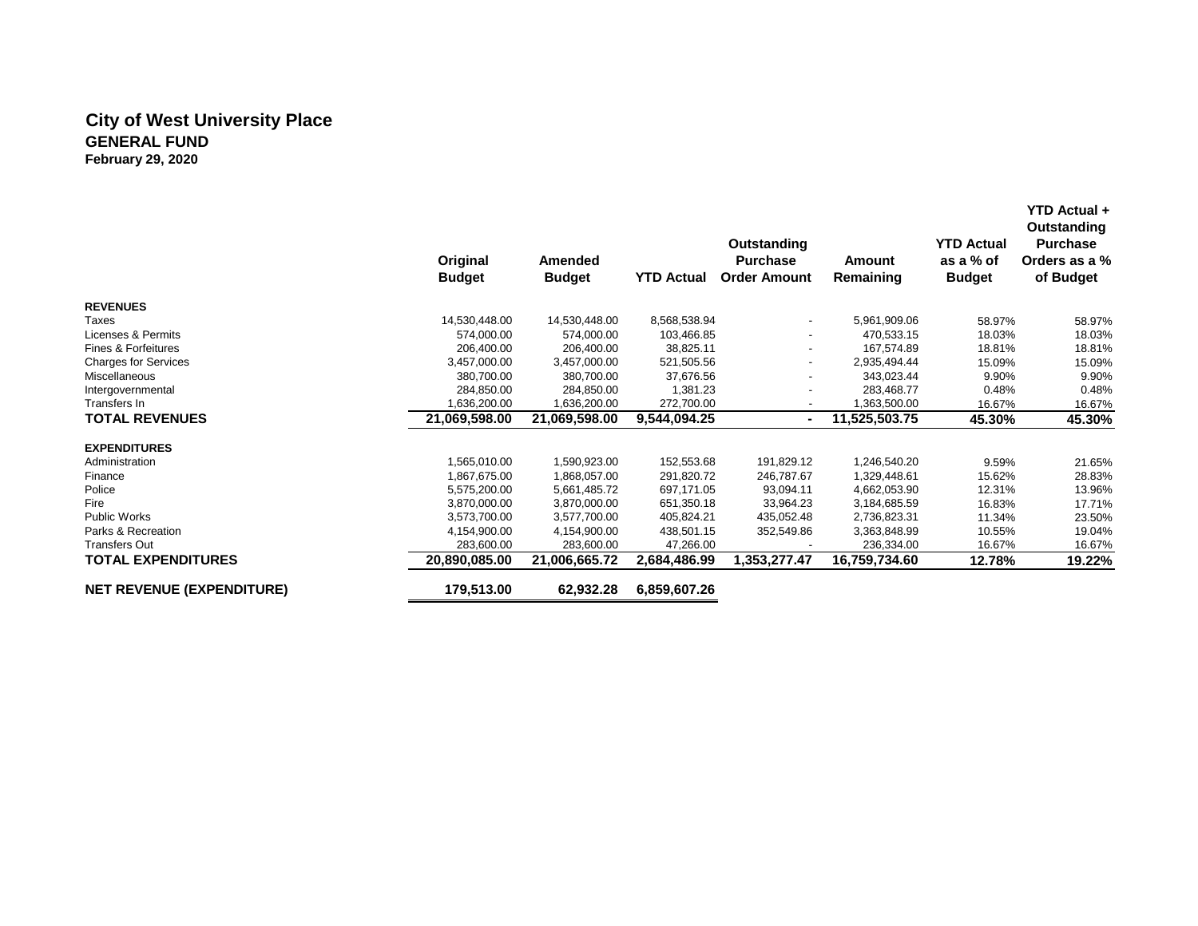# City of West University Place

## GENERAL FUND

**February 29, 2020**

| | Original Budget | Amended Budget | YTD Actual | Outstanding Purchase Order Amount | Amount Remaining | YTD Actual as a % of Budget | YTD Actual + Outstanding Purchase Orders as a % of Budget |
|---|---|---|---|---|---|---|---|
| **REVENUES** | | | | | | | |
| Taxes | 14,530,448.00 | 14,530,448.00 | 8,568,538.94 | - | 5,961,909.06 | 58.97% | 58.97% |
| Licenses & Permits | 574,000.00 | 574,000.00 | 103,466.85 | - | 470,533.15 | 18.03% | 18.03% |
| Fines & Forfeitures | 206,400.00 | 206,400.00 | 38,825.11 | - | 167,574.89 | 18.81% | 18.81% |
| Charges for Services | 3,457,000.00 | 3,457,000.00 | 521,505.56 | - | 2,935,494.44 | 15.09% | 15.09% |
| Miscellaneous | 380,700.00 | 380,700.00 | 37,676.56 | - | 343,023.44 | 9.90% | 9.90% |
| Intergovernmental | 284,850.00 | 284,850.00 | 1,381.23 | - | 283,468.77 | 0.48% | 0.48% |
| Transfers In | 1,636,200.00 | 1,636,200.00 | 272,700.00 | - | 1,363,500.00 | 16.67% | 16.67% |
| **TOTAL REVENUES** | **21,069,598.00** | **21,069,598.00** | **9,544,094.25** | **-** | **11,525,503.75** | **45.30%** | **45.30%** |
| **EXPENDITURES** | | | | | | | |
| Administration | 1,565,010.00 | 1,590,923.00 | 152,553.68 | 191,829.12 | 1,246,540.20 | 9.59% | 21.65% |
| Finance | 1,867,675.00 | 1,868,057.00 | 291,820.72 | 246,787.67 | 1,329,448.61 | 15.62% | 28.83% |
| Police | 5,575,200.00 | 5,661,485.72 | 697,171.05 | 93,094.11 | 4,662,053.90 | 12.31% | 13.96% |
| Fire | 3,870,000.00 | 3,870,000.00 | 651,350.18 | 33,964.23 | 3,184,685.59 | 16.83% | 17.71% |
| Public Works | 3,573,700.00 | 3,577,700.00 | 405,824.21 | 435,052.48 | 2,736,823.31 | 11.34% | 23.50% |
| Parks & Recreation | 4,154,900.00 | 4,154,900.00 | 438,501.15 | 352,549.86 | 3,363,848.99 | 10.55% | 19.04% |
| Transfers Out | 283,600.00 | 283,600.00 | 47,266.00 | - | 236,334.00 | 16.67% | 16.67% |
| **TOTAL EXPENDITURES** | **20,890,085.00** | **21,006,665.72** | **2,684,486.99** | **1,353,277.47** | **16,759,734.60** | **12.78%** | **19.22%** |
| **NET REVENUE (EXPENDITURE)** | **179,513.00** | **62,932.28** | **6,859,607.26** | | | | |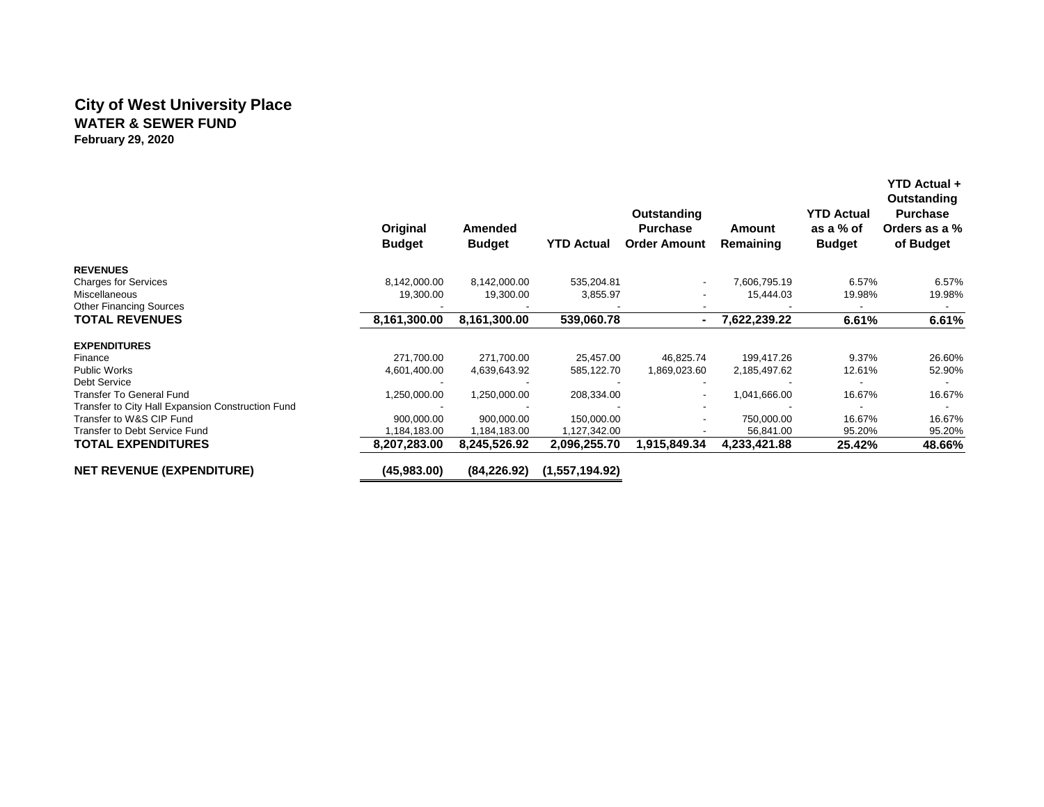# City of West University Place

## WATER & SEWER FUND

**February 29, 2020**

| | Original Budget | Amended Budget | YTD Actual | Outstanding Purchase Order Amount | Amount Remaining | YTD Actual as a % of Budget | YTD Actual + Outstanding Purchase Orders as a % of Budget |
|---|---|---|---|---|---|---|---|
| **REVENUES** | | | | | | | |
| Charges for Services | 8,142,000.00 | 8,142,000.00 | 535,204.81 | - | 7,606,795.19 | 6.57% | 6.57% |
| Miscellaneous | 19,300.00 | 19,300.00 | 3,855.97 | - | 15,444.03 | 19.98% | 19.98% |
| Other Financing Sources | - | - | - | - | - | - | - |
| **TOTAL REVENUES** | **8,161,300.00** | **8,161,300.00** | **539,060.78** | **-** | **7,622,239.22** | **6.61%** | **6.61%** |
| **EXPENDITURES** | | | | | | | |
| Finance | 271,700.00 | 271,700.00 | 25,457.00 | 46,825.74 | 199,417.26 | 9.37% | 26.60% |
| Public Works | 4,601,400.00 | 4,639,643.92 | 585,122.70 | 1,869,023.60 | 2,185,497.62 | 12.61% | 52.90% |
| Debt Service | - | - | - | - | - | - | - |
| Transfer To General Fund | 1,250,000.00 | 1,250,000.00 | 208,334.00 | - | 1,041,666.00 | 16.67% | 16.67% |
| Transfer to City Hall Expansion Construction Fund | - | - | - | - | - | - | - |
| Transfer to W&S CIP Fund | 900,000.00 | 900,000.00 | 150,000.00 | - | 750,000.00 | 16.67% | 16.67% |
| Transfer to Debt Service Fund | 1,184,183.00 | 1,184,183.00 | 1,127,342.00 | - | 56,841.00 | 95.20% | 95.20% |
| **TOTAL EXPENDITURES** | **8,207,283.00** | **8,245,526.92** | **2,096,255.70** | **1,915,849.34** | **4,233,421.88** | **25.42%** | **48.66%** |
| **NET REVENUE (EXPENDITURE)** | **(45,983.00)** | **(84,226.92)** | **(1,557,194.92)** | | | | |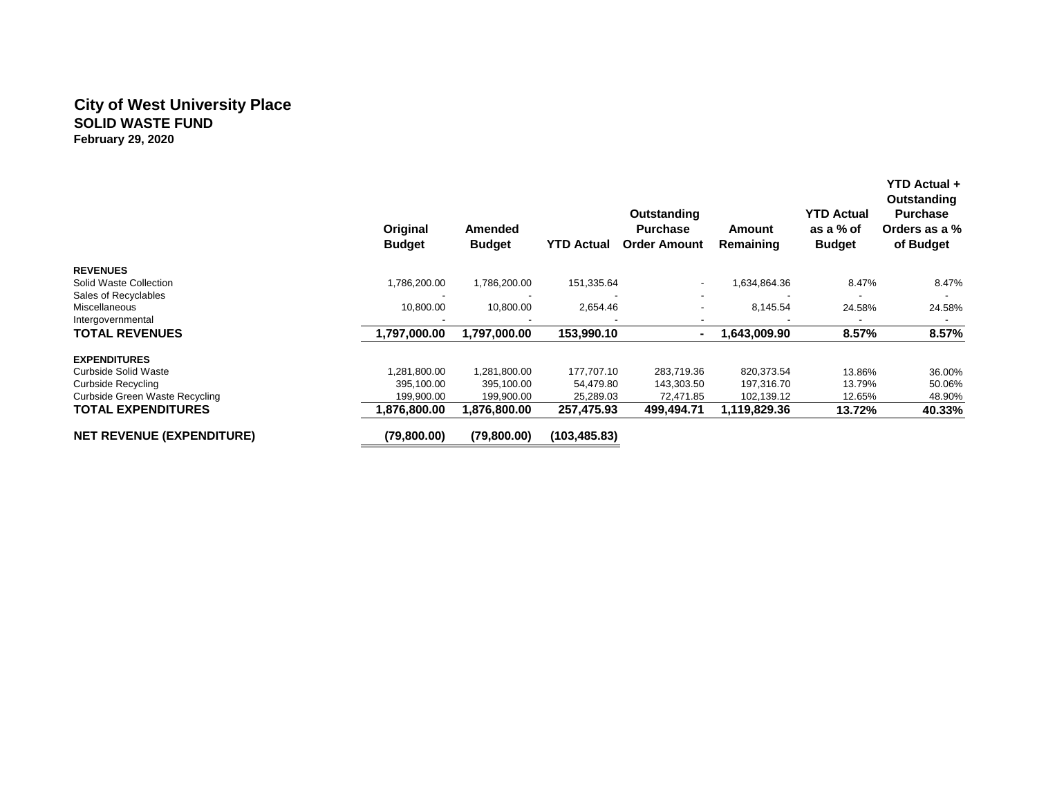# City of West University Place

## SOLID WASTE FUND

**February 29, 2020**

| | Original Budget | Amended Budget | YTD Actual | Outstanding Purchase Order Amount | Amount Remaining | YTD Actual as a % of Budget | YTD Actual + Outstanding Purchase Orders as a % of Budget |
|---|---|---|---|---|---|---|---|
| **REVENUES** | | | | | | | |
| Solid Waste Collection | 1,786,200.00 | 1,786,200.00 | 151,335.64 | - | 1,634,864.36 | 8.47% | 8.47% |
| Sales of Recyclables | - | - | - | - | - | - | - |
| Miscellaneous | 10,800.00 | 10,800.00 | 2,654.46 | - | 8,145.54 | 24.58% | 24.58% |
| Intergovernmental | - | - | - | - | - | - | - |
| **TOTAL REVENUES** | **1,797,000.00** | **1,797,000.00** | **153,990.10** | **-** | **1,643,009.90** | **8.57%** | **8.57%** |
| **EXPENDITURES** | | | | | | | |
| Curbside Solid Waste | 1,281,800.00 | 1,281,800.00 | 177,707.10 | 283,719.36 | 820,373.54 | 13.86% | 36.00% |
| Curbside Recycling | 395,100.00 | 395,100.00 | 54,479.80 | 143,303.50 | 197,316.70 | 13.79% | 50.06% |
| Curbside Green Waste Recycling | 199,900.00 | 199,900.00 | 25,289.03 | 72,471.85 | 102,139.12 | 12.65% | 48.90% |
| **TOTAL EXPENDITURES** | **1,876,800.00** | **1,876,800.00** | **257,475.93** | **499,494.71** | **1,119,829.36** | **13.72%** | **40.33%** |
| **NET REVENUE (EXPENDITURE)** | **(79,800.00)** | **(79,800.00)** | **(103,485.83)** | | | | |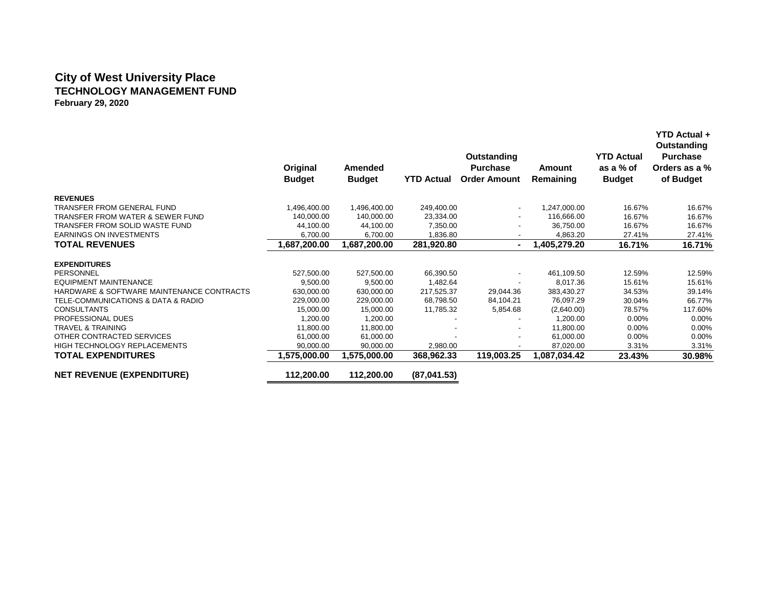# City of West University Place

## TECHNOLOGY MANAGEMENT FUND

**February 29, 2020**

| | Original Budget | Amended Budget | YTD Actual | Outstanding Purchase Order Amount | Amount Remaining | YTD Actual as a % of Budget | YTD Actual + Outstanding Purchase Orders as a % of Budget |
|---|---|---|---|---|---|---|---|
| **REVENUES** | | | | | | | |
| TRANSFER FROM GENERAL FUND | 1,496,400.00 | 1,496,400.00 | 249,400.00 | - | 1,247,000.00 | 16.67% | 16.67% |
| TRANSFER FROM WATER & SEWER FUND | 140,000.00 | 140,000.00 | 23,334.00 | - | 116,666.00 | 16.67% | 16.67% |
| TRANSFER FROM SOLID WASTE FUND | 44,100.00 | 44,100.00 | 7,350.00 | - | 36,750.00 | 16.67% | 16.67% |
| EARNINGS ON INVESTMENTS | 6,700.00 | 6,700.00 | 1,836.80 | - | 4,863.20 | 27.41% | 27.41% |
| **TOTAL REVENUES** | **1,687,200.00** | **1,687,200.00** | **281,920.80** | **-** | **1,405,279.20** | **16.71%** | **16.71%** |
| **EXPENDITURES** | | | | | | | |
| PERSONNEL | 527,500.00 | 527,500.00 | 66,390.50 | - | 461,109.50 | 12.59% | 12.59% |
| EQUIPMENT MAINTENANCE | 9,500.00 | 9,500.00 | 1,482.64 | - | 8,017.36 | 15.61% | 15.61% |
| HARDWARE & SOFTWARE MAINTENANCE CONTRACTS | 630,000.00 | 630,000.00 | 217,525.37 | 29,044.36 | 383,430.27 | 34.53% | 39.14% |
| TELE-COMMUNICATIONS & DATA & RADIO | 229,000.00 | 229,000.00 | 68,798.50 | 84,104.21 | 76,097.29 | 30.04% | 66.77% |
| CONSULTANTS | 15,000.00 | 15,000.00 | 11,785.32 | 5,854.68 | (2,640.00) | 78.57% | 117.60% |
| PROFESSIONAL DUES | 1,200.00 | 1,200.00 | - | - | 1,200.00 | 0.00% | 0.00% |
| TRAVEL & TRAINING | 11,800.00 | 11,800.00 | - | - | 11,800.00 | 0.00% | 0.00% |
| OTHER CONTRACTED SERVICES | 61,000.00 | 61,000.00 | - | - | 61,000.00 | 0.00% | 0.00% |
| HIGH TECHNOLOGY REPLACEMENTS | 90,000.00 | 90,000.00 | 2,980.00 | - | 87,020.00 | 3.31% | 3.31% |
| **TOTAL EXPENDITURES** | **1,575,000.00** | **1,575,000.00** | **368,962.33** | **119,003.25** | **1,087,034.42** | **23.43%** | **30.98%** |
| **NET REVENUE (EXPENDITURE)** | **112,200.00** | **112,200.00** | **(87,041.53)** | | | | |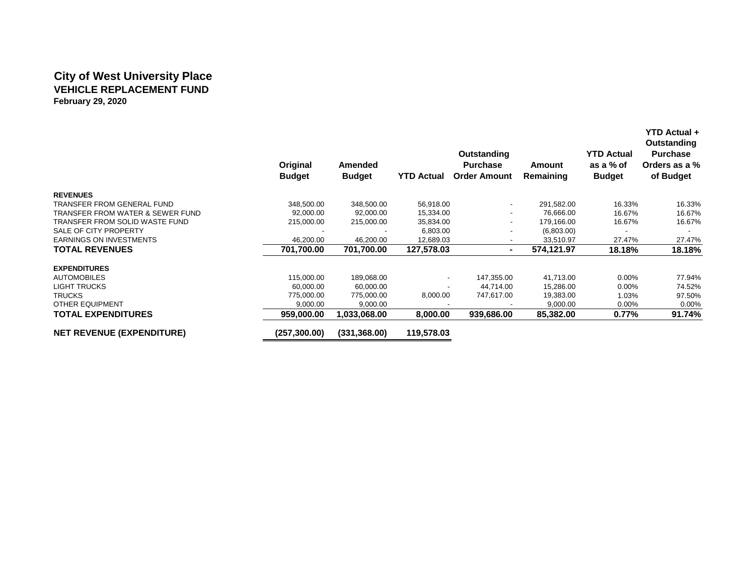# City of West University Place

## VEHICLE REPLACEMENT FUND

**February 29, 2020**

| | Original Budget | Amended Budget | YTD Actual | Outstanding Purchase Order Amount | Amount Remaining | YTD Actual as a % of Budget | YTD Actual + Outstanding Purchase Orders as a % of Budget |
|---|---|---|---|---|---|---|---|
| **REVENUES** | | | | | | | |
| TRANSFER FROM GENERAL FUND | 348,500.00 | 348,500.00 | 56,918.00 | - | 291,582.00 | 16.33% | 16.33% |
| TRANSFER FROM WATER & SEWER FUND | 92,000.00 | 92,000.00 | 15,334.00 | - | 76,666.00 | 16.67% | 16.67% |
| TRANSFER FROM SOLID WASTE FUND | 215,000.00 | 215,000.00 | 35,834.00 | - | 179,166.00 | 16.67% | 16.67% |
| SALE OF CITY PROPERTY | - | - | 6,803.00 | - | (6,803.00) | - | - |
| EARNINGS ON INVESTMENTS | 46,200.00 | 46,200.00 | 12,689.03 | - | 33,510.97 | 27.47% | 27.47% |
| **TOTAL REVENUES** | **701,700.00** | **701,700.00** | **127,578.03** | **-** | **574,121.97** | **18.18%** | **18.18%** |
| **EXPENDITURES** | | | | | | | |
| AUTOMOBILES | 115,000.00 | 189,068.00 | - | 147,355.00 | 41,713.00 | 0.00% | 77.94% |
| LIGHT TRUCKS | 60,000.00 | 60,000.00 | - | 44,714.00 | 15,286.00 | 0.00% | 74.52% |
| TRUCKS | 775,000.00 | 775,000.00 | 8,000.00 | 747,617.00 | 19,383.00 | 1.03% | 97.50% |
| OTHER EQUIPMENT | 9,000.00 | 9,000.00 | - | - | 9,000.00 | 0.00% | 0.00% |
| **TOTAL EXPENDITURES** | **959,000.00** | **1,033,068.00** | **8,000.00** | **939,686.00** | **85,382.00** | **0.77%** | **91.74%** |
| **NET REVENUE (EXPENDITURE)** | **(257,300.00)** | **(331,368.00)** | **119,578.03** | | | | |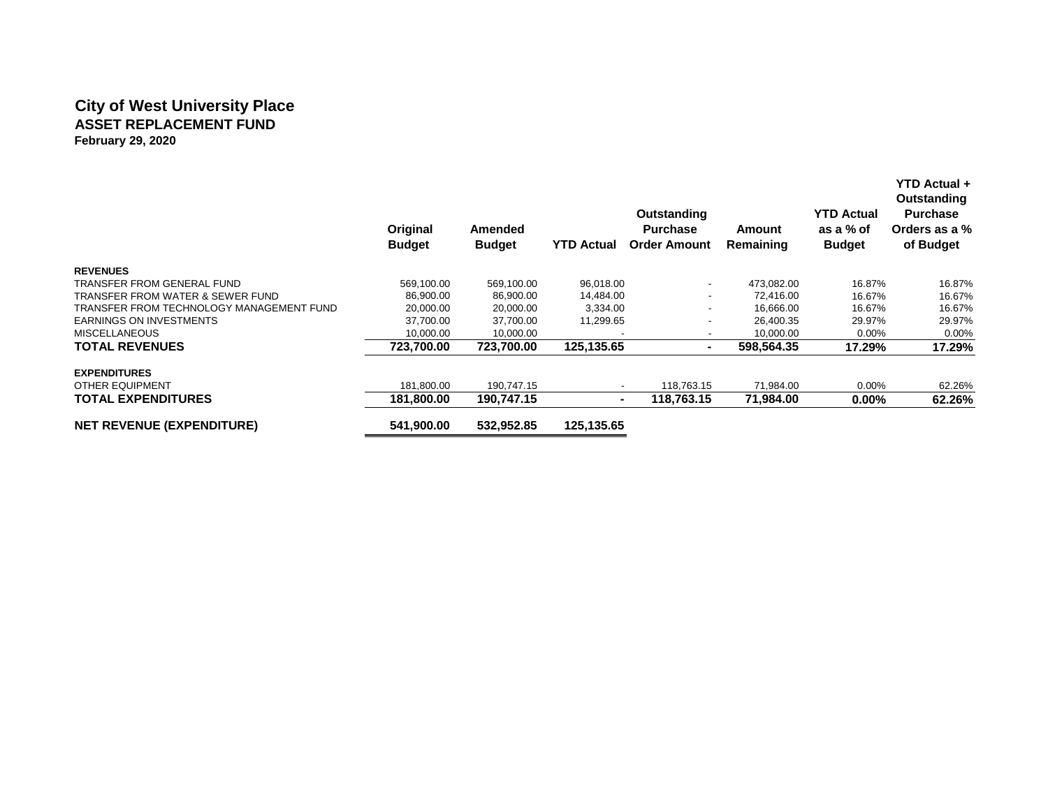# City of West University Place

## ASSET REPLACEMENT FUND

**February 29, 2020**

| | Original Budget | Amended Budget | YTD Actual | Outstanding Purchase Order Amount | Amount Remaining | YTD Actual as a % of Budget | YTD Actual + Outstanding Purchase Orders as a % of Budget |
|---|---|---|---|---|---|---|---|
| **REVENUES** | | | | | | | |
| TRANSFER FROM GENERAL FUND | 569,100.00 | 569,100.00 | 96,018.00 | - | 473,082.00 | 16.87% | 16.87% |
| TRANSFER FROM WATER & SEWER FUND | 86,900.00 | 86,900.00 | 14,484.00 | - | 72,416.00 | 16.67% | 16.67% |
| TRANSFER FROM TECHNOLOGY MANAGEMENT FUND | 20,000.00 | 20,000.00 | 3,334.00 | - | 16,666.00 | 16.67% | 16.67% |
| EARNINGS ON INVESTMENTS | 37,700.00 | 37,700.00 | 11,299.65 | - | 26,400.35 | 29.97% | 29.97% |
| MISCELLANEOUS | 10,000.00 | 10,000.00 | - | - | 10,000.00 | 0.00% | 0.00% |
| **TOTAL REVENUES** | **723,700.00** | **723,700.00** | **125,135.65** | **-** | **598,564.35** | **17.29%** | **17.29%** |
| **EXPENDITURES** | | | | | | | |
| OTHER EQUIPMENT | 181,800.00 | 190,747.15 | - | 118,763.15 | 71,984.00 | 0.00% | 62.26% |
| **TOTAL EXPENDITURES** | **181,800.00** | **190,747.15** | **-** | **118,763.15** | **71,984.00** | **0.00%** | **62.26%** |
| **NET REVENUE (EXPENDITURE)** | **541,900.00** | **532,952.85** | **125,135.65** | | | | |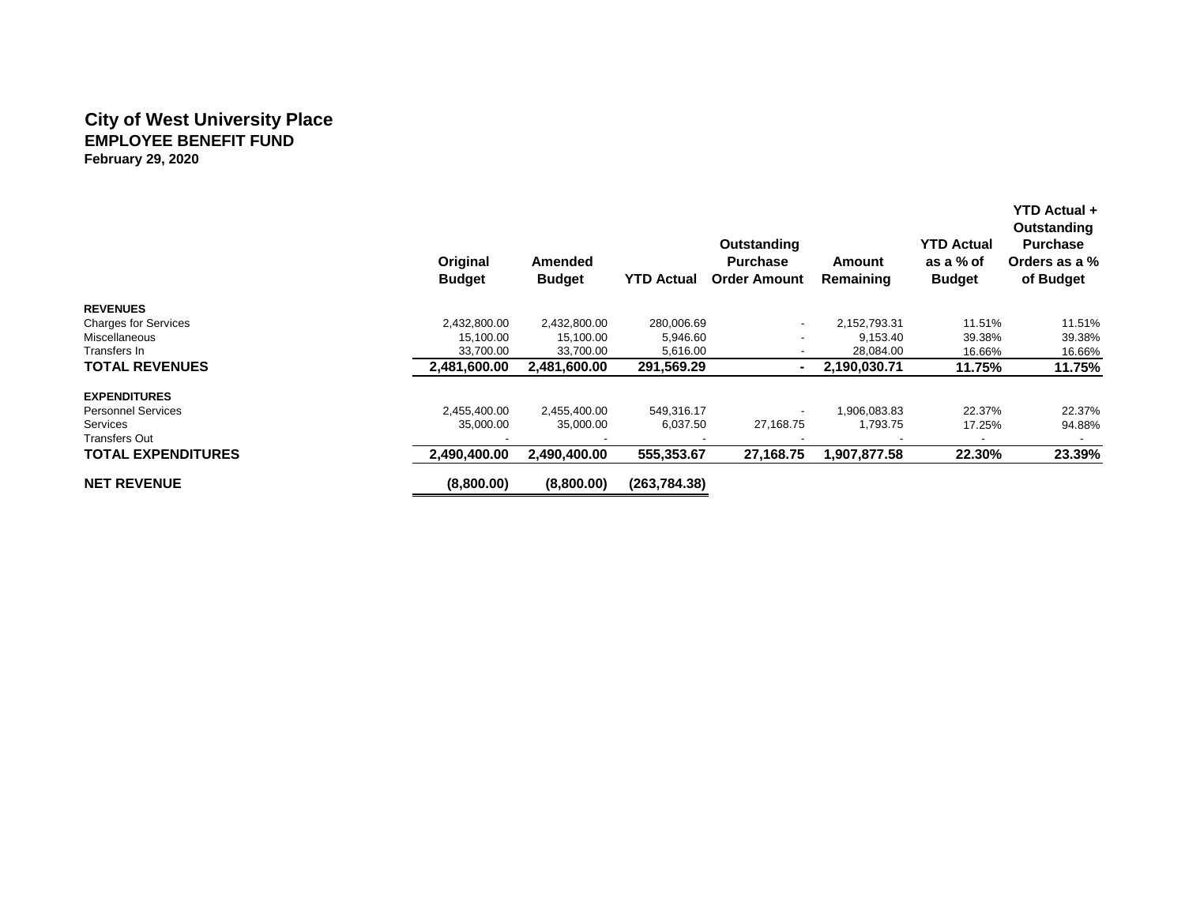# City of West University Place

## EMPLOYEE BENEFIT FUND

**February 29, 2020**

| | Original Budget | Amended Budget | YTD Actual | Outstanding Purchase Order Amount | Amount Remaining | YTD Actual as a % of Budget | YTD Actual + Outstanding Purchase Orders as a % of Budget |
|---|---|---|---|---|---|---|---|
| **REVENUES** | | | | | | | |
| Charges for Services | 2,432,800.00 | 2,432,800.00 | 280,006.69 | - | 2,152,793.31 | 11.51% | 11.51% |
| Miscellaneous | 15,100.00 | 15,100.00 | 5,946.60 | - | 9,153.40 | 39.38% | 39.38% |
| Transfers In | 33,700.00 | 33,700.00 | 5,616.00 | - | 28,084.00 | 16.66% | 16.66% |
| **TOTAL REVENUES** | **2,481,600.00** | **2,481,600.00** | **291,569.29** | **-** | **2,190,030.71** | **11.75%** | **11.75%** |
| **EXPENDITURES** | | | | | | | |
| Personnel Services | 2,455,400.00 | 2,455,400.00 | 549,316.17 | - | 1,906,083.83 | 22.37% | 22.37% |
| Services | 35,000.00 | 35,000.00 | 6,037.50 | 27,168.75 | 1,793.75 | 17.25% | 94.88% |
| Transfers Out | - | - | - | - | - | - | - |
| **TOTAL EXPENDITURES** | **2,490,400.00** | **2,490,400.00** | **555,353.67** | **27,168.75** | **1,907,877.58** | **22.30%** | **23.39%** |
| **NET REVENUE** | **(8,800.00)** | **(8,800.00)** | **(263,784.38)** | | | | |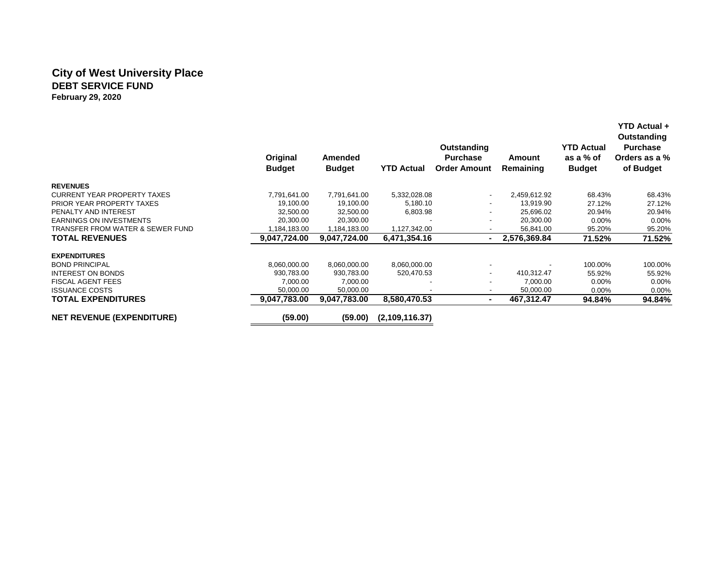# City of West University Place

## DEBT SERVICE FUND

**February 29, 2020**

| | Original Budget | Amended Budget | YTD Actual | Outstanding Purchase Order Amount | Amount Remaining | YTD Actual as a % of Budget | YTD Actual + Outstanding Purchase Orders as a % of Budget |
|---|---|---|---|---|---|---|---|
| **REVENUES** | | | | | | | |
| CURRENT YEAR PROPERTY TAXES | 7,791,641.00 | 7,791,641.00 | 5,332,028.08 | - | 2,459,612.92 | 68.43% | 68.43% |
| PRIOR YEAR PROPERTY TAXES | 19,100.00 | 19,100.00 | 5,180.10 | - | 13,919.90 | 27.12% | 27.12% |
| PENALTY AND INTEREST | 32,500.00 | 32,500.00 | 6,803.98 | - | 25,696.02 | 20.94% | 20.94% |
| EARNINGS ON INVESTMENTS | 20,300.00 | 20,300.00 | - | - | 20,300.00 | 0.00% | 0.00% |
| TRANSFER FROM WATER & SEWER FUND | 1,184,183.00 | 1,184,183.00 | 1,127,342.00 | - | 56,841.00 | 95.20% | 95.20% |
| **TOTAL REVENUES** | **9,047,724.00** | **9,047,724.00** | **6,471,354.16** | **-** | **2,576,369.84** | **71.52%** | **71.52%** |
| **EXPENDITURES** | | | | | | | |
| BOND PRINCIPAL | 8,060,000.00 | 8,060,000.00 | 8,060,000.00 | - | - | 100.00% | 100.00% |
| INTEREST ON BONDS | 930,783.00 | 930,783.00 | 520,470.53 | - | 410,312.47 | 55.92% | 55.92% |
| FISCAL AGENT FEES | 7,000.00 | 7,000.00 | - | - | 7,000.00 | 0.00% | 0.00% |
| ISSUANCE COSTS | 50,000.00 | 50,000.00 | - | - | 50,000.00 | 0.00% | 0.00% |
| **TOTAL EXPENDITURES** | **9,047,783.00** | **9,047,783.00** | **8,580,470.53** | **-** | **467,312.47** | **94.84%** | **94.84%** |
| **NET REVENUE (EXPENDITURE)** | **(59.00)** | **(59.00)** | **(2,109,116.37)** | | | | |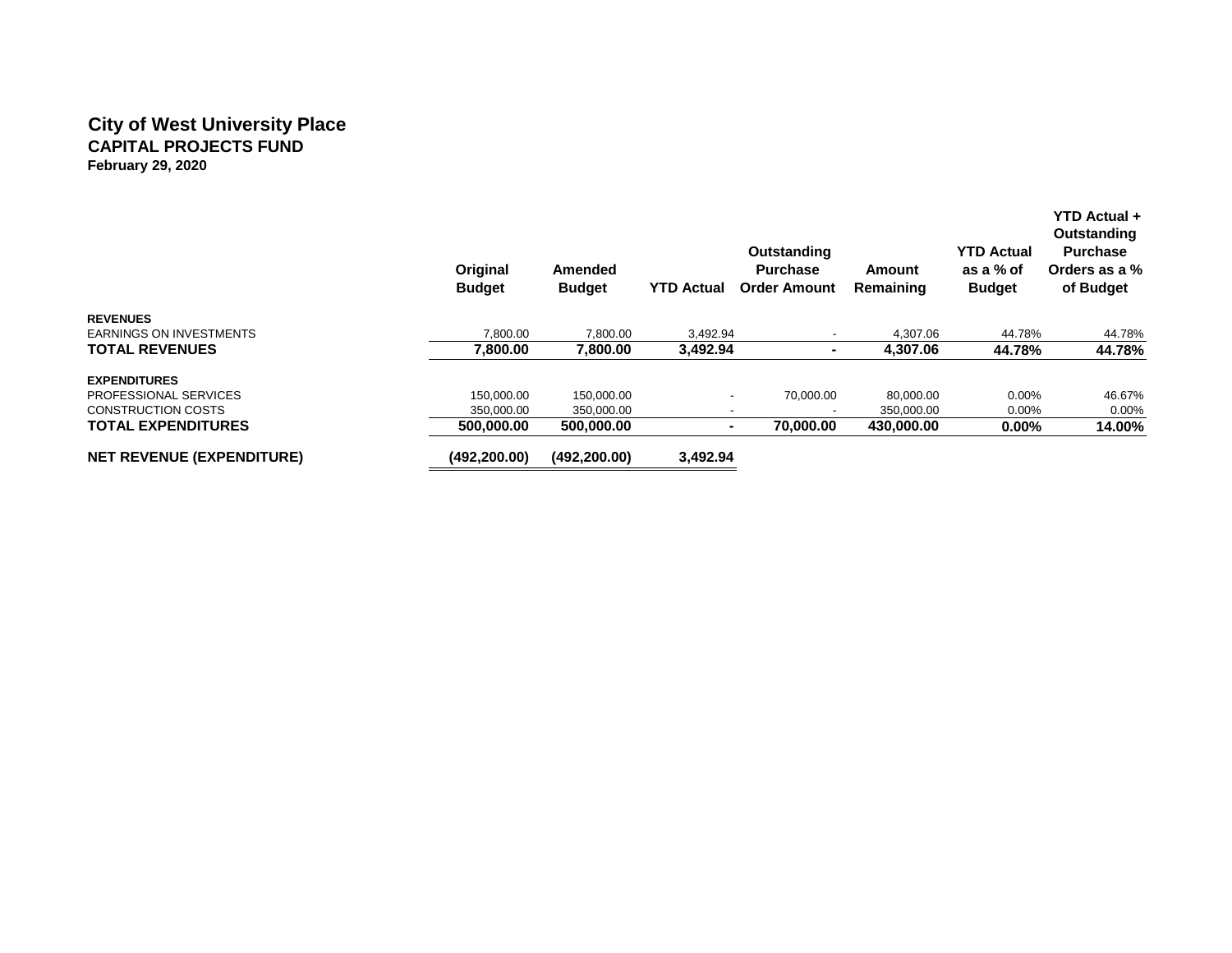# City of West University Place
## CAPITAL PROJECTS FUND
**February 29, 2020**

| | Original Budget | Amended Budget | YTD Actual | Outstanding Purchase Order Amount | Amount Remaining | YTD Actual as a % of Budget | YTD Actual + Outstanding Purchase Orders as a % of Budget |
|---|---|---|---|---|---|---|---|
| **REVENUES** | | | | | | | |
| EARNINGS ON INVESTMENTS | 7,800.00 | 7,800.00 | 3,492.94 | - | 4,307.06 | 44.78% | 44.78% |
| **TOTAL REVENUES** | **7,800.00** | **7,800.00** | **3,492.94** | **-** | **4,307.06** | **44.78%** | **44.78%** |
| **EXPENDITURES** | | | | | | | |
| PROFESSIONAL SERVICES | 150,000.00 | 150,000.00 | - | 70,000.00 | 80,000.00 | 0.00% | 46.67% |
| CONSTRUCTION COSTS | 350,000.00 | 350,000.00 | - | - | 350,000.00 | 0.00% | 0.00% |
| **TOTAL EXPENDITURES** | **500,000.00** | **500,000.00** | **-** | **70,000.00** | **430,000.00** | **0.00%** | **14.00%** |
| **NET REVENUE (EXPENDITURE)** | **(492,200.00)** | **(492,200.00)** | **3,492.94** | | | | |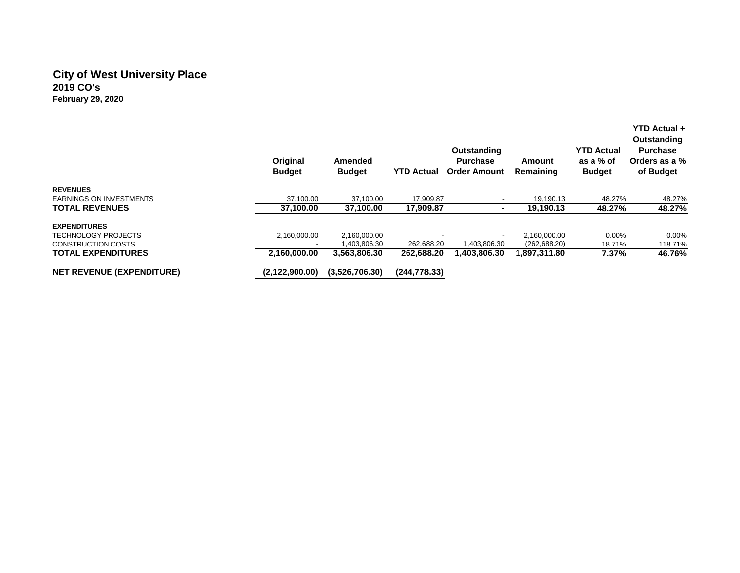# City of West University Place

## 2019 CO's

### February 29, 2020

| | Original Budget | Amended Budget | YTD Actual | Outstanding Purchase Order Amount | Amount Remaining | YTD Actual as a % of Budget | YTD Actual + Outstanding Purchase Orders as a % of Budget |
|---|---|---|---|---|---|---|---|
| **REVENUES** | | | | | | | |
| EARNINGS ON INVESTMENTS | 37,100.00 | 37,100.00 | 17,909.87 | - | 19,190.13 | 48.27% | 48.27% |
| **TOTAL REVENUES** | **37,100.00** | **37,100.00** | **17,909.87** | **-** | **19,190.13** | **48.27%** | **48.27%** |
| **EXPENDITURES** | | | | | | | |
| TECHNOLOGY PROJECTS | 2,160,000.00 | 2,160,000.00 | - | - | 2,160,000.00 | 0.00% | 0.00% |
| CONSTRUCTION COSTS | - | 1,403,806.30 | 262,688.20 | 1,403,806.30 | (262,688.20) | 18.71% | 118.71% |
| **TOTAL EXPENDITURES** | **2,160,000.00** | **3,563,806.30** | **262,688.20** | **1,403,806.30** | **1,897,311.80** | **7.37%** | **46.76%** |
| **NET REVENUE (EXPENDITURE)** | **(2,122,900.00)** | **(3,526,706.30)** | **(244,778.33)** | | | | |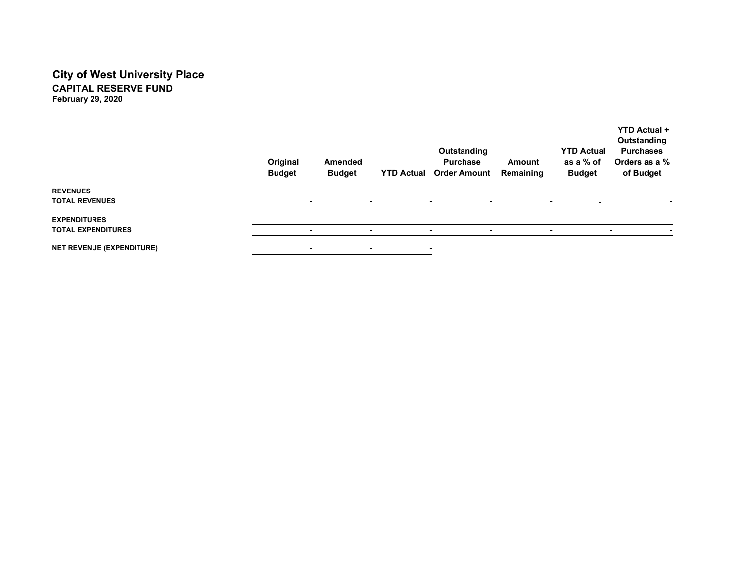# City of West University Place

## CAPITAL RESERVE FUND

**February 29, 2020**

| | Original Budget | Amended Budget | YTD Actual | Outstanding Purchase Order Amount | Amount Remaining | YTD Actual as a % of Budget | YTD Actual + Outstanding Purchases Orders as a % of Budget |
|---|---|---|---|---|---|---|---|
| **REVENUES** | | | | | | | |
| **TOTAL REVENUES** | - | - | - | - | - | - | - |
| **EXPENDITURES** | | | | | | | |
| **TOTAL EXPENDITURES** | - | - | - | - | - | - | - |
| **NET REVENUE (EXPENDITURE)** | - | - | - | | | | |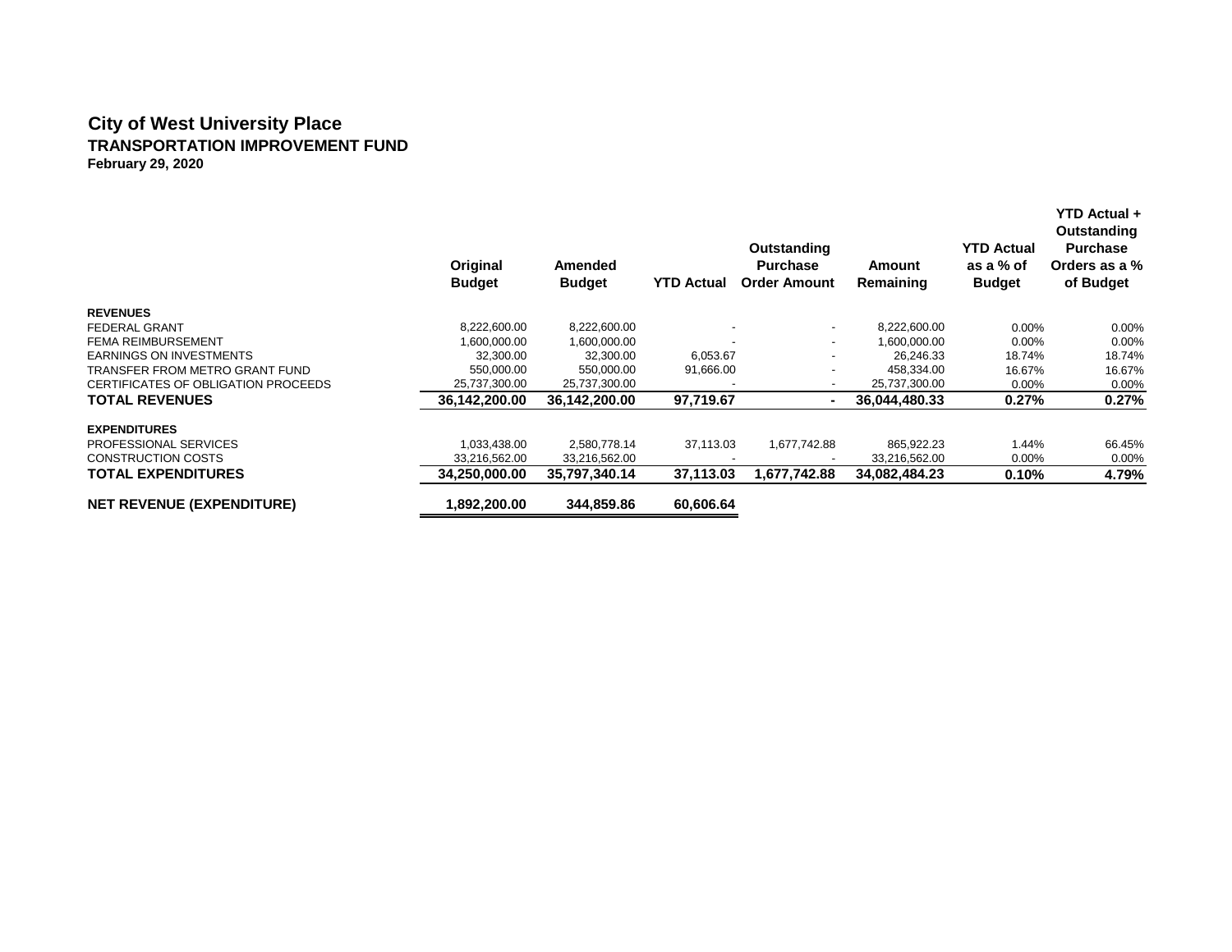# City of West University Place

## TRANSPORTATION IMPROVEMENT FUND

**February 29, 2020**

| | Original Budget | Amended Budget | YTD Actual | Outstanding Purchase Order Amount | Amount Remaining | YTD Actual as a % of Budget | YTD Actual + Outstanding Purchase Orders as a % of Budget |
|---|---|---|---|---|---|---|---|
| **REVENUES** | | | | | | | |
| FEDERAL GRANT | 8,222,600.00 | 8,222,600.00 | - | - | 8,222,600.00 | 0.00% | 0.00% |
| FEMA REIMBURSEMENT | 1,600,000.00 | 1,600,000.00 | - | - | 1,600,000.00 | 0.00% | 0.00% |
| EARNINGS ON INVESTMENTS | 32,300.00 | 32,300.00 | 6,053.67 | - | 26,246.33 | 18.74% | 18.74% |
| TRANSFER FROM METRO GRANT FUND | 550,000.00 | 550,000.00 | 91,666.00 | - | 458,334.00 | 16.67% | 16.67% |
| CERTIFICATES OF OBLIGATION PROCEEDS | 25,737,300.00 | 25,737,300.00 | - | - | 25,737,300.00 | 0.00% | 0.00% |
| **TOTAL REVENUES** | **36,142,200.00** | **36,142,200.00** | **97,719.67** | **-** | **36,044,480.33** | **0.27%** | **0.27%** |
| **EXPENDITURES** | | | | | | | |
| PROFESSIONAL SERVICES | 1,033,438.00 | 2,580,778.14 | 37,113.03 | 1,677,742.88 | 865,922.23 | 1.44% | 66.45% |
| CONSTRUCTION COSTS | 33,216,562.00 | 33,216,562.00 | - | - | 33,216,562.00 | 0.00% | 0.00% |
| **TOTAL EXPENDITURES** | **34,250,000.00** | **35,797,340.14** | **37,113.03** | **1,677,742.88** | **34,082,484.23** | **0.10%** | **4.79%** |
| **NET REVENUE (EXPENDITURE)** | **1,892,200.00** | **344,859.86** | **60,606.64** | | | | |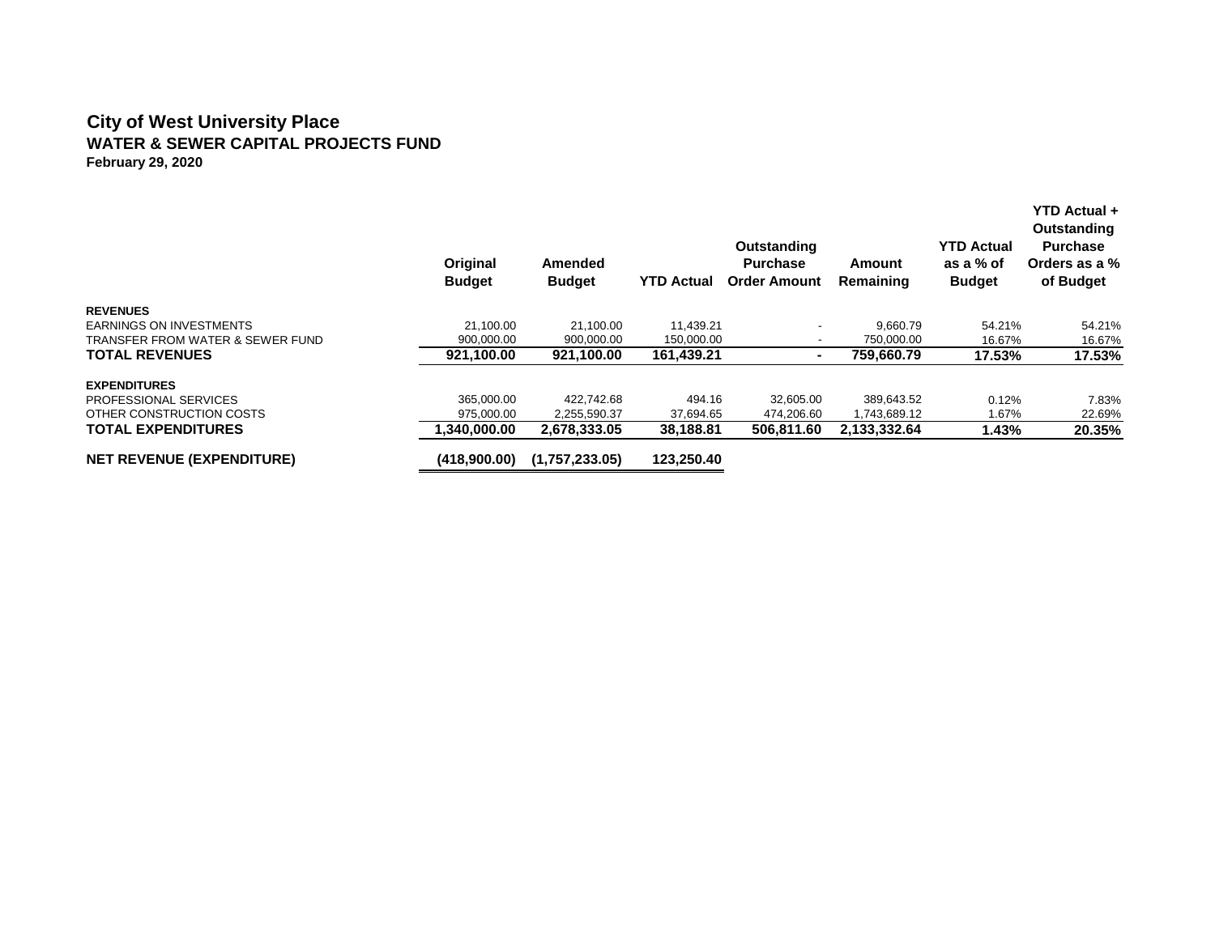# City of West University Place

## WATER & SEWER CAPITAL PROJECTS FUND

**February 29, 2020**

| | Original Budget | Amended Budget | YTD Actual | Outstanding Purchase Order Amount | Amount Remaining | YTD Actual as a % of Budget | YTD Actual + Outstanding Purchase Orders as a % of Budget |
|---|---|---|---|---|---|---|---|
| **REVENUES** | | | | | | | |
| EARNINGS ON INVESTMENTS | 21,100.00 | 21,100.00 | 11,439.21 | - | 9,660.79 | 54.21% | 54.21% |
| TRANSFER FROM WATER & SEWER FUND | 900,000.00 | 900,000.00 | 150,000.00 | - | 750,000.00 | 16.67% | 16.67% |
| **TOTAL REVENUES** | **921,100.00** | **921,100.00** | **161,439.21** | **-** | **759,660.79** | **17.53%** | **17.53%** |
| **EXPENDITURES** | | | | | | | |
| PROFESSIONAL SERVICES | 365,000.00 | 422,742.68 | 494.16 | 32,605.00 | 389,643.52 | 0.12% | 7.83% |
| OTHER CONSTRUCTION COSTS | 975,000.00 | 2,255,590.37 | 37,694.65 | 474,206.60 | 1,743,689.12 | 1.67% | 22.69% |
| **TOTAL EXPENDITURES** | **1,340,000.00** | **2,678,333.05** | **38,188.81** | **506,811.60** | **2,133,332.64** | **1.43%** | **20.35%** |
| **NET REVENUE (EXPENDITURE)** | **(418,900.00)** | **(1,757,233.05)** | **123,250.40** | | | | |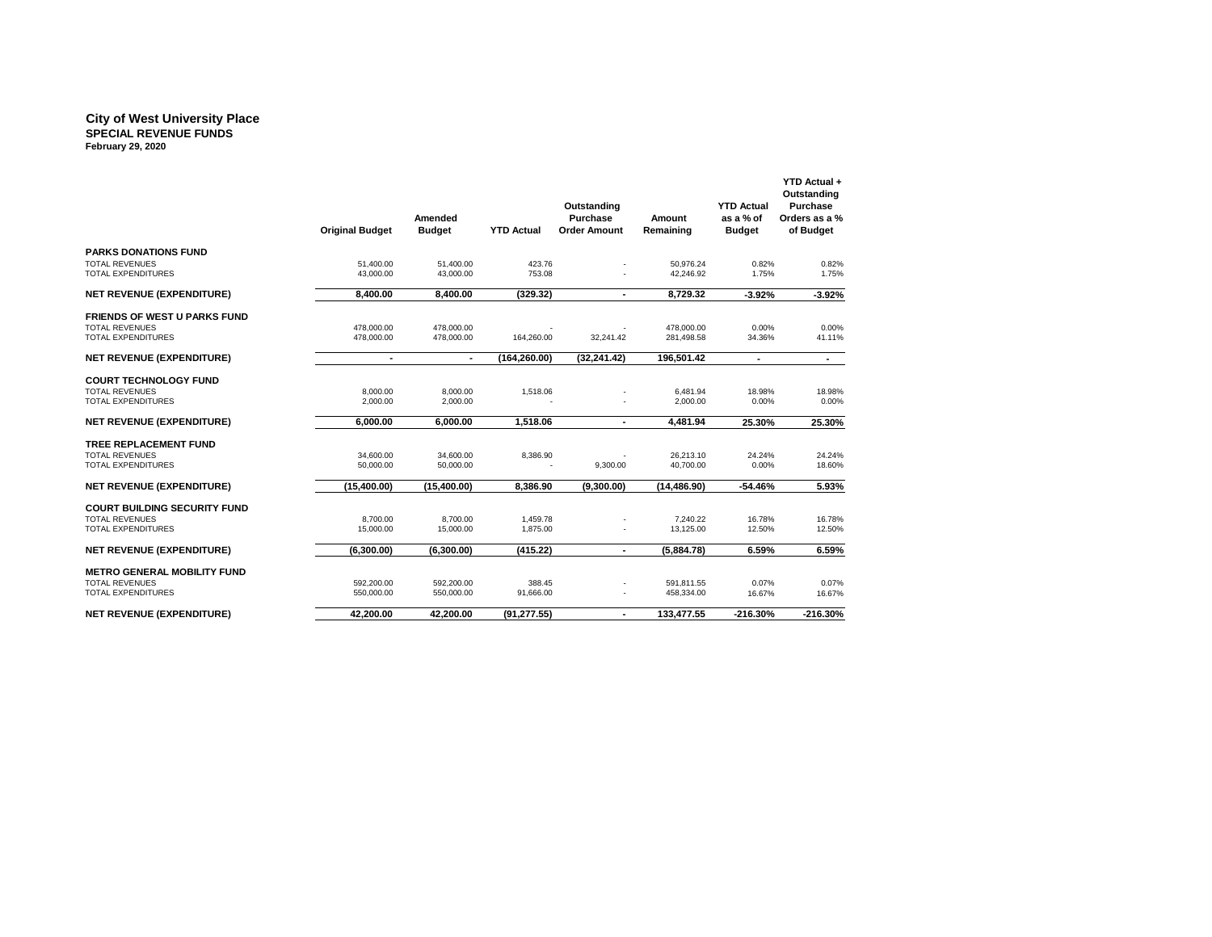# City of West University Place
## SPECIAL REVENUE FUNDS
**February 29, 2020**

| | Original Budget | Amended Budget | YTD Actual | Outstanding Purchase Order Amount | Amount Remaining | YTD Actual as a % of Budget | YTD Actual + Outstanding Purchase Orders as a % of Budget |
|---|---|---|---|---|---|---|---|
| **PARKS DONATIONS FUND** | | | | | | | |
| TOTAL REVENUES | 51,400.00 | 51,400.00 | 423.76 | - | 50,976.24 | 0.82% | 0.82% |
| TOTAL EXPENDITURES | 43,000.00 | 43,000.00 | 753.08 | - | 42,246.92 | 1.75% | 1.75% |
| **NET REVENUE (EXPENDITURE)** | **8,400.00** | **8,400.00** | **(329.32)** | **-** | **8,729.32** | **-3.92%** | **-3.92%** |
| **FRIENDS OF WEST U PARKS FUND** | | | | | | | |
| TOTAL REVENUES | 478,000.00 | 478,000.00 | - | - | 478,000.00 | 0.00% | 0.00% |
| TOTAL EXPENDITURES | 478,000.00 | 478,000.00 | 164,260.00 | 32,241.42 | 281,498.58 | 34.36% | 41.11% |
| **NET REVENUE (EXPENDITURE)** | **-** | **-** | **(164,260.00)** | **(32,241.42)** | **196,501.42** | **-** | **-** |
| **COURT TECHNOLOGY FUND** | | | | | | | |
| TOTAL REVENUES | 8,000.00 | 8,000.00 | 1,518.06 | - | 6,481.94 | 18.98% | 18.98% |
| TOTAL EXPENDITURES | 2,000.00 | 2,000.00 | - | - | 2,000.00 | 0.00% | 0.00% |
| **NET REVENUE (EXPENDITURE)** | **6,000.00** | **6,000.00** | **1,518.06** | **-** | **4,481.94** | **25.30%** | **25.30%** |
| **TREE REPLACEMENT FUND** | | | | | | | |
| TOTAL REVENUES | 34,600.00 | 34,600.00 | 8,386.90 | - | 26,213.10 | 24.24% | 24.24% |
| TOTAL EXPENDITURES | 50,000.00 | 50,000.00 | - | 9,300.00 | 40,700.00 | 0.00% | 18.60% |
| **NET REVENUE (EXPENDITURE)** | **(15,400.00)** | **(15,400.00)** | **8,386.90** | **(9,300.00)** | **(14,486.90)** | **-54.46%** | **5.93%** |
| **COURT BUILDING SECURITY FUND** | | | | | | | |
| TOTAL REVENUES | 8,700.00 | 8,700.00 | 1,459.78 | - | 7,240.22 | 16.78% | 16.78% |
| TOTAL EXPENDITURES | 15,000.00 | 15,000.00 | 1,875.00 | - | 13,125.00 | 12.50% | 12.50% |
| **NET REVENUE (EXPENDITURE)** | **(6,300.00)** | **(6,300.00)** | **(415.22)** | **-** | **(5,884.78)** | **6.59%** | **6.59%** |
| **METRO GENERAL MOBILITY FUND** | | | | | | | |
| TOTAL REVENUES | 592,200.00 | 592,200.00 | 388.45 | - | 591,811.55 | 0.07% | 0.07% |
| TOTAL EXPENDITURES | 550,000.00 | 550,000.00 | 91,666.00 | - | 458,334.00 | 16.67% | 16.67% |
| **NET REVENUE (EXPENDITURE)** | **42,200.00** | **42,200.00** | **(91,277.55)** | **-** | **133,477.55** | **-216.30%** | **-216.30%** |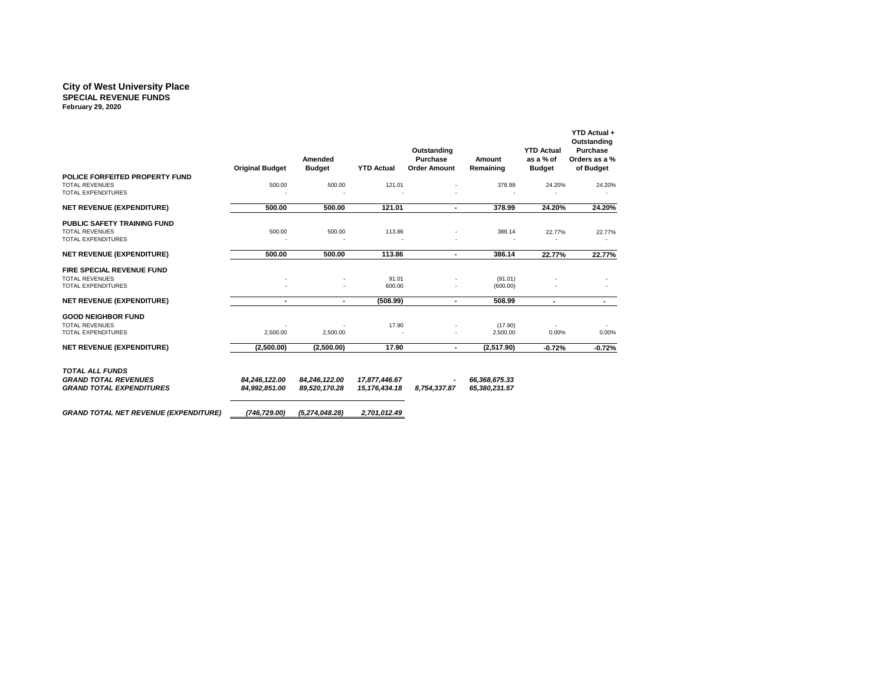**City of West University Place**
**SPECIAL REVENUE FUNDS**
**February 29, 2020**

| | Original Budget | Amended Budget | YTD Actual | Outstanding Purchase Order Amount | Amount Remaining | YTD Actual as a % of Budget | YTD Actual + Outstanding Purchase Orders as a % of Budget |
|---|---|---|---|---|---|---|---|
| **POLICE FORFEITED PROPERTY FUND** | | | | | | | |
| TOTAL REVENUES | 500.00 | 500.00 | 121.01 | - | 378.99 | 24.20% | 24.20% |
| TOTAL EXPENDITURES | - | - | - | - | - | - | - |
| **NET REVENUE (EXPENDITURE)** | **500.00** | **500.00** | **121.01** | **-** | **378.99** | **24.20%** | **24.20%** |
| **PUBLIC SAFETY TRAINING FUND** | | | | | | | |
| TOTAL REVENUES | 500.00 | 500.00 | 113.86 | - | 386.14 | 22.77% | 22.77% |
| TOTAL EXPENDITURES | - | - | - | - | - | - | - |
| **NET REVENUE (EXPENDITURE)** | **500.00** | **500.00** | **113.86** | **-** | **386.14** | **22.77%** | **22.77%** |
| **FIRE SPECIAL REVENUE FUND** | | | | | | | |
| TOTAL REVENUES | - | - | 91.01 | - | (91.01) | - | - |
| TOTAL EXPENDITURES | - | - | 600.00 | - | (600.00) | - | - |
| **NET REVENUE (EXPENDITURE)** | **-** | **-** | **(508.99)** | **-** | **508.99** | **-** | **-** |
| **GOOD NEIGHBOR FUND** | | | | | | | |
| TOTAL REVENUES | - | - | 17.90 | - | (17.90) | - | - |
| TOTAL EXPENDITURES | 2,500.00 | 2,500.00 | - | - | 2,500.00 | 0.00% | 0.00% |
| **NET REVENUE (EXPENDITURE)** | **(2,500.00)** | **(2,500.00)** | **17.90** | **-** | **(2,517.90)** | **-0.72%** | **-0.72%** |
| ***TOTAL ALL FUNDS*** | | | | | | | |
| ***GRAND TOTAL REVENUES*** | *84,246,122.00* | *84,246,122.00* | *17,877,446.67* | *-* | *66,368,675.33* | | |
| ***GRAND TOTAL EXPENDITURES*** | *84,992,851.00* | *89,520,170.28* | *15,176,434.18* | *8,754,337.87* | *65,380,231.57* | | |
| ***GRAND TOTAL NET REVENUE (EXPENDITURE)*** | *(746,729.00)* | *(5,274,048.28)* | *2,701,012.49* | | | | |